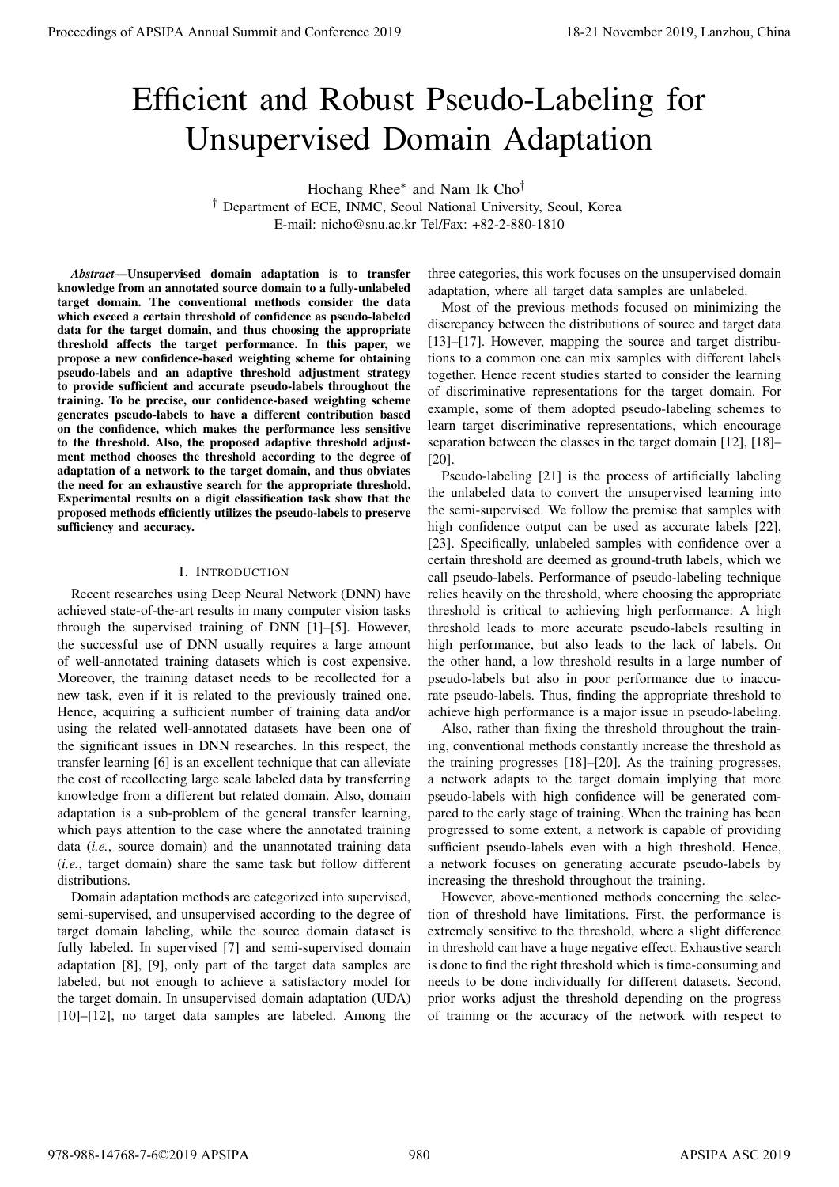# Efficient and Robust Pseudo-Labeling for Unsupervised Domain Adaptation

Hochang Rhee* and Nam Ik Cho†

† Department of ECE, INMC, Seoul National University, Seoul, Korea
E-mail: nicho@snu.ac.kr Tel/Fax: +82-2-880-1810

***Abstract*—Unsupervised domain adaptation is to transfer knowledge from an annotated source domain to a fully-unlabeled target domain. The conventional methods consider the data which exceed a certain threshold of confidence as pseudo-labeled data for the target domain, and thus choosing the appropriate threshold affects the target performance. In this paper, we propose a new confidence-based weighting scheme for obtaining pseudo-labels and an adaptive threshold adjustment strategy to provide sufficient and accurate pseudo-labels throughout the training. To be precise, our confidence-based weighting scheme generates pseudo-labels to have a different contribution based on the confidence, which makes the performance less sensitive to the threshold. Also, the proposed adaptive threshold adjustment method chooses the threshold according to the degree of adaptation of a network to the target domain, and thus obviates the need for an exhaustive search for the appropriate threshold. Experimental results on a digit classification task show that the proposed methods efficiently utilizes the pseudo-labels to preserve sufficiency and accuracy.**

## I. Introduction

Recent researches using Deep Neural Network (DNN) have achieved state-of-the-art results in many computer vision tasks through the supervised training of DNN [1]–[5]. However, the successful use of DNN usually requires a large amount of well-annotated training datasets which is cost expensive. Moreover, the training dataset needs to be recollected for a new task, even if it is related to the previously trained one. Hence, acquiring a sufficient number of training data and/or using the related well-annotated datasets have been one of the significant issues in DNN researches. In this respect, the transfer learning [6] is an excellent technique that can alleviate the cost of recollecting large scale labeled data by transferring knowledge from a different but related domain. Also, domain adaptation is a sub-problem of the general transfer learning, which pays attention to the case where the annotated training data (*i.e.*, source domain) and the unannotated training data (*i.e.*, target domain) share the same task but follow different distributions.

Domain adaptation methods are categorized into supervised, semi-supervised, and unsupervised according to the degree of target domain labeling, while the source domain dataset is fully labeled. In supervised [7] and semi-supervised domain adaptation [8], [9], only part of the target data samples are labeled, but not enough to achieve a satisfactory model for the target domain. In unsupervised domain adaptation (UDA) [10]–[12], no target data samples are labeled. Among the three categories, this work focuses on the unsupervised domain adaptation, where all target data samples are unlabeled.

Most of the previous methods focused on minimizing the discrepancy between the distributions of source and target data [13]–[17]. However, mapping the source and target distributions to a common one can mix samples with different labels together. Hence recent studies started to consider the learning of discriminative representations for the target domain. For example, some of them adopted pseudo-labeling schemes to learn target discriminative representations, which encourage separation between the classes in the target domain [12], [18]–[20].

Pseudo-labeling [21] is the process of artificially labeling the unlabeled data to convert the unsupervised learning into the semi-supervised. We follow the premise that samples with high confidence output can be used as accurate labels [22], [23]. Specifically, unlabeled samples with confidence over a certain threshold are deemed as ground-truth labels, which we call pseudo-labels. Performance of pseudo-labeling technique relies heavily on the threshold, where choosing the appropriate threshold is critical to achieving high performance. A high threshold leads to more accurate pseudo-labels resulting in high performance, but also leads to the lack of labels. On the other hand, a low threshold results in a large number of pseudo-labels but also in poor performance due to inaccurate pseudo-labels. Thus, finding the appropriate threshold to achieve high performance is a major issue in pseudo-labeling.

Also, rather than fixing the threshold throughout the training, conventional methods constantly increase the threshold as the training progresses [18]–[20]. As the training progresses, a network adapts to the target domain implying that more pseudo-labels with high confidence will be generated compared to the early stage of training. When the training has been progressed to some extent, a network is capable of providing sufficient pseudo-labels even with a high threshold. Hence, a network focuses on generating accurate pseudo-labels by increasing the threshold throughout the training.

However, above-mentioned methods concerning the selection of threshold have limitations. First, the performance is extremely sensitive to the threshold, where a slight difference in threshold can have a huge negative effect. Exhaustive search is done to find the right threshold which is time-consuming and needs to be done individually for different datasets. Second, prior works adjust the threshold depending on the progress of training or the accuracy of the network with respect to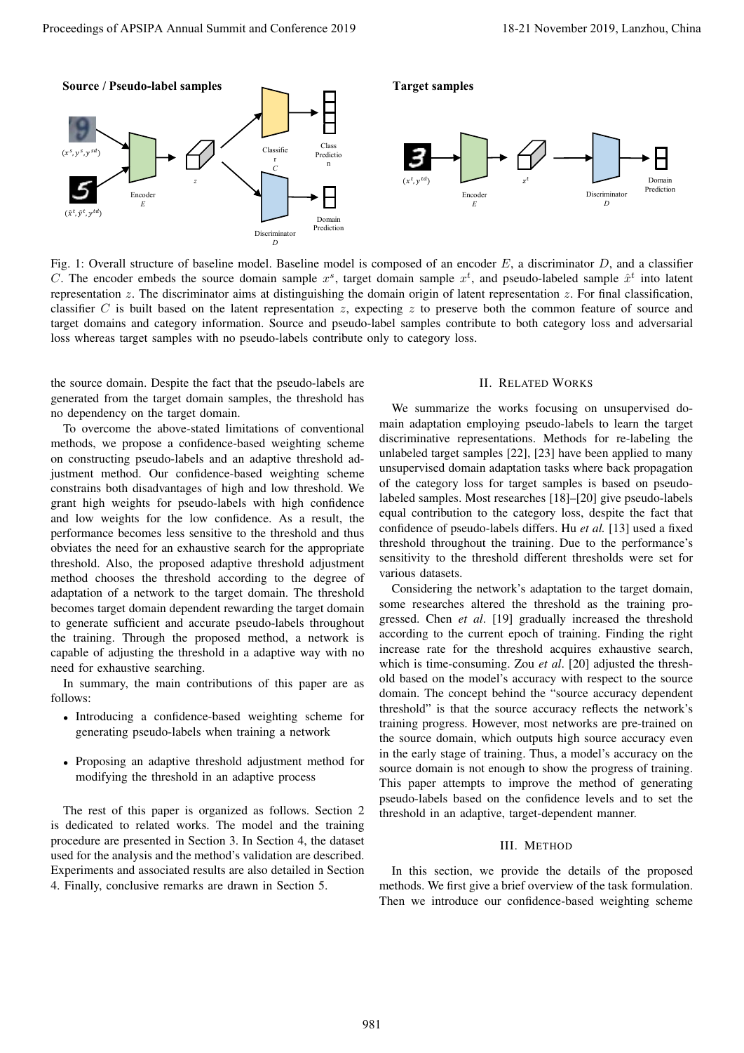Fig. 1: Overall structure of baseline model. Baseline model is composed of an encoder $E$, a discriminator $D$, and a classifier $C$. The encoder embeds the source domain sample $x^s$, target domain sample $x^t$, and pseudo-labeled sample $\hat{x}^t$ into latent representation $z$. The discriminator aims at distinguishing the domain origin of latent representation $z$. For final classification, classifier $C$ is built based on the latent representation $z$, expecting $z$ to preserve both the common feature of source and target domains and category information. Source and pseudo-label samples contribute to both category loss and adversarial loss whereas target samples with no pseudo-labels contribute only to category loss.

the source domain. Despite the fact that the pseudo-labels are generated from the target domain samples, the threshold has no dependency on the target domain.

To overcome the above-stated limitations of conventional methods, we propose a confidence-based weighting scheme on constructing pseudo-labels and an adaptive threshold adjustment method. Our confidence-based weighting scheme constrains both disadvantages of high and low threshold. We grant high weights for pseudo-labels with high confidence and low weights for the low confidence. As a result, the performance becomes less sensitive to the threshold and thus obviates the need for an exhaustive search for the appropriate threshold. Also, the proposed adaptive threshold adjustment method chooses the threshold according to the degree of adaptation of a network to the target domain. The threshold becomes target domain dependent rewarding the target domain to generate sufficient and accurate pseudo-labels throughout the training. Through the proposed method, a network is capable of adjusting the threshold in a adaptive way with no need for exhaustive searching.

In summary, the main contributions of this paper are as follows:

- Introducing a confidence-based weighting scheme for generating pseudo-labels when training a network
- Proposing an adaptive threshold adjustment method for modifying the threshold in an adaptive process

The rest of this paper is organized as follows. Section 2 is dedicated to related works. The model and the training procedure are presented in Section 3. In Section 4, the dataset used for the analysis and the method's validation are described. Experiments and associated results are also detailed in Section 4. Finally, conclusive remarks are drawn in Section 5.

## II. Related Works

We summarize the works focusing on unsupervised domain adaptation employing pseudo-labels to learn the target discriminative representations. Methods for re-labeling the unlabeled target samples [22], [23] have been applied to many unsupervised domain adaptation tasks where back propagation of the category loss for target samples is based on pseudo-labeled samples. Most researches [18]–[20] give pseudo-labels equal contribution to the category loss, despite the fact that confidence of pseudo-labels differs. Hu *et al.* [13] used a fixed threshold throughout the training. Due to the performance's sensitivity to the threshold different thresholds were set for various datasets.

Considering the network's adaptation to the target domain, some researches altered the threshold as the training progressed. Chen *et al*. [19] gradually increased the threshold according to the current epoch of training. Finding the right increase rate for the threshold acquires exhaustive search, which is time-consuming. Zou *et al*. [20] adjusted the threshold based on the model's accuracy with respect to the source domain. The concept behind the "source accuracy dependent threshold" is that the source accuracy reflects the network's training progress. However, most networks are pre-trained on the source domain, which outputs high source accuracy even in the early stage of training. Thus, a model's accuracy on the source domain is not enough to show the progress of training. This paper attempts to improve the method of generating pseudo-labels based on the confidence levels and to set the threshold in an adaptive, target-dependent manner.

## III. Method

In this section, we provide the details of the proposed methods. We first give a brief overview of the task formulation. Then we introduce our confidence-based weighting scheme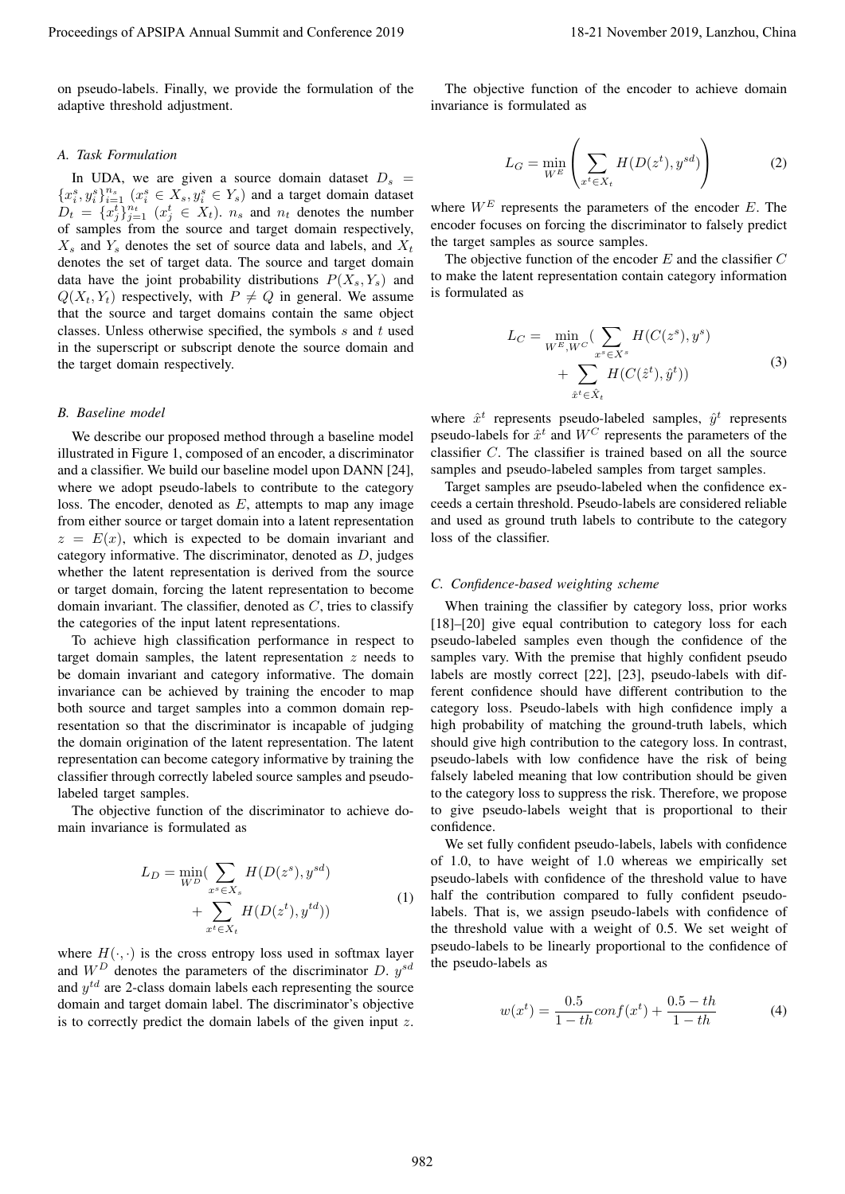on pseudo-labels. Finally, we provide the formulation of the adaptive threshold adjustment.

### *A. Task Formulation*

In UDA, we are given a source domain dataset $D_s = \{x_i^s, y_i^s\}_{i=1}^{n_s}$ ($x_i^s \in X_s, y_i^s \in Y_s$) and a target domain dataset $D_t = \{x_j^t\}_{j=1}^{n_t}$ ($x_j^t \in X_t$). $n_s$ and $n_t$ denotes the number of samples from the source and target domain respectively, $X_s$ and $Y_s$ denotes the set of source data and labels, and $X_t$ denotes the set of target data. The source and target domain data have the joint probability distributions $P(X_s, Y_s)$ and $Q(X_t, Y_t)$ respectively, with $P \neq Q$ in general. We assume that the source and target domains contain the same object classes. Unless otherwise specified, the symbols $s$ and $t$ used in the superscript or subscript denote the source domain and the target domain respectively.

### *B. Baseline model*

We describe our proposed method through a baseline model illustrated in Figure 1, composed of an encoder, a discriminator and a classifier. We build our baseline model upon DANN [24], where we adopt pseudo-labels to contribute to the category loss. The encoder, denoted as $E$, attempts to map any image from either source or target domain into a latent representation $z = E(x)$, which is expected to be domain invariant and category informative. The discriminator, denoted as $D$, judges whether the latent representation is derived from the source or target domain, forcing the latent representation to become domain invariant. The classifier, denoted as $C$, tries to classify the categories of the input latent representations.

To achieve high classification performance in respect to target domain samples, the latent representation $z$ needs to be domain invariant and category informative. The domain invariance can be achieved by training the encoder to map both source and target samples into a common domain representation so that the discriminator is incapable of judging the domain origination of the latent representation. The latent representation can become category informative by training the classifier through correctly labeled source samples and pseudo-labeled target samples.

The objective function of the discriminator to achieve domain invariance is formulated as

$$L_D = \min_{W^D} \left( \sum_{x^s \in X_s} H(D(z^s), y^{sd}) + \sum_{x^t \in X_t} H(D(z^t), y^{td}) \right) \tag{1}$$

where $H(\cdot, \cdot)$ is the cross entropy loss used in softmax layer and $W^D$ denotes the parameters of the discriminator $D$. $y^{sd}$ and $y^{td}$ are 2-class domain labels each representing the source domain and target domain label. The discriminator's objective is to correctly predict the domain labels of the given input $z$.

The objective function of the encoder to achieve domain invariance is formulated as

$$L_G = \min_{W^E} \left( \sum_{x^t \in X_t} H(D(z^t), y^{sd}) \right) \tag{2}$$

where $W^E$ represents the parameters of the encoder $E$. The encoder focuses on forcing the discriminator to falsely predict the target samples as source samples.

The objective function of the encoder $E$ and the classifier $C$ to make the latent representation contain category information is formulated as

$$L_C = \min_{W^E, W^C} \left( \sum_{x^s \in X^s} H(C(z^s), y^s) + \sum_{\hat{x}^t \in \hat{X}_t} H(C(\hat{z}^t), \hat{y}^t) \right) \tag{3}$$

where $\hat{x}^t$ represents pseudo-labeled samples, $\hat{y}^t$ represents pseudo-labels for $\hat{x}^t$ and $W^C$ represents the parameters of the classifier $C$. The classifier is trained based on all the source samples and pseudo-labeled samples from target samples.

Target samples are pseudo-labeled when the confidence exceeds a certain threshold. Pseudo-labels are considered reliable and used as ground truth labels to contribute to the category loss of the classifier.

### *C. Confidence-based weighting scheme*

When training the classifier by category loss, prior works [18]–[20] give equal contribution to category loss for each pseudo-labeled samples even though the confidence of the samples vary. With the premise that highly confident pseudo labels are mostly correct [22], [23], pseudo-labels with different confidence should have different contribution to the category loss. Pseudo-labels with high confidence imply a high probability of matching the ground-truth labels, which should give high contribution to the category loss. In contrast, pseudo-labels with low confidence have the risk of being falsely labeled meaning that low contribution should be given to the category loss to suppress the risk. Therefore, we propose to give pseudo-labels weight that is proportional to their confidence.

We set fully confident pseudo-labels, labels with confidence of 1.0, to have weight of 1.0 whereas we empirically set pseudo-labels with confidence of the threshold value to have half the contribution compared to fully confident pseudo-labels. That is, we assign pseudo-labels with confidence of the threshold value with a weight of 0.5. We set weight of pseudo-labels to be linearly proportional to the confidence of the pseudo-labels as

$$w(x^t) = \frac{0.5}{1 - th} conf(x^t) + \frac{0.5 - th}{1 - th} \tag{4}$$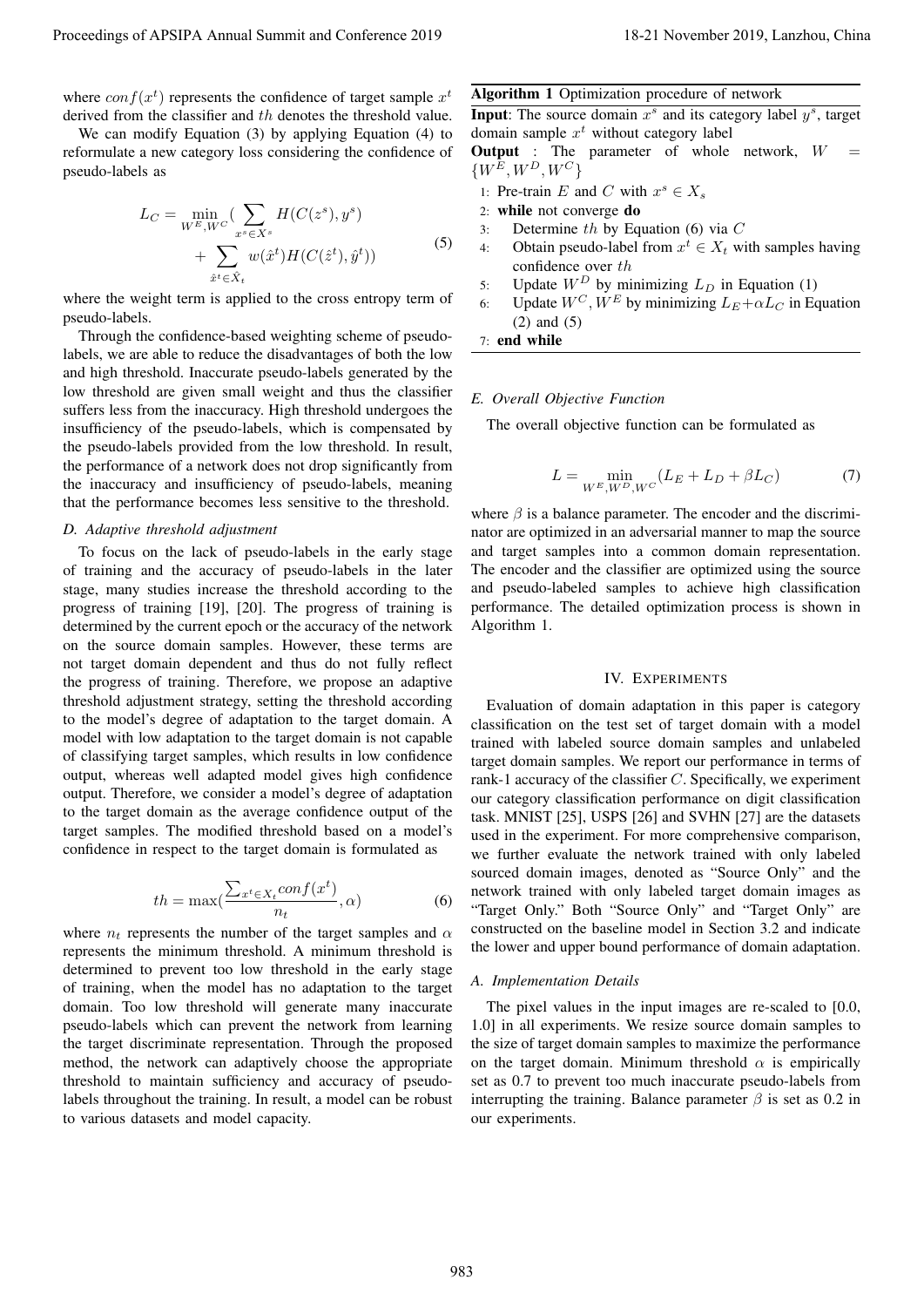where $conf(x^t)$ represents the confidence of target sample $x^t$ derived from the classifier and $th$ denotes the threshold value.

We can modify Equation (3) by applying Equation (4) to reformulate a new category loss considering the confidence of pseudo-labels as

$$L_C = \min_{W^E, W^C} \Big( \sum_{x^s \in X^s} H(C(z^s), y^s) + \sum_{\hat{x}^t \in \hat{X}_t} w(\hat{x}^t) H(C(\hat{z}^t), \hat{y}^t) \Big) \tag{5}$$

where the weight term is applied to the cross entropy term of pseudo-labels.

Through the confidence-based weighting scheme of pseudo-labels, we are able to reduce the disadvantages of both the low and high threshold. Inaccurate pseudo-labels generated by the low threshold are given small weight and thus the classifier suffers less from the inaccuracy. High threshold undergoes the insufficiency of the pseudo-labels, which is compensated by the pseudo-labels provided from the low threshold. In result, the performance of a network does not drop significantly from the inaccuracy and insufficiency of pseudo-labels, meaning that the performance becomes less sensitive to the threshold.

### D. Adaptive threshold adjustment

To focus on the lack of pseudo-labels in the early stage of training and the accuracy of pseudo-labels in the later stage, many studies increase the threshold according to the progress of training [19], [20]. The progress of training is determined by the current epoch or the accuracy of the network on the source domain samples. However, these terms are not target domain dependent and thus do not fully reflect the progress of training. Therefore, we propose an adaptive threshold adjustment strategy, setting the threshold according to the model's degree of adaptation to the target domain. A model with low adaptation to the target domain is not capable of classifying target samples, which results in low confidence output, whereas well adapted model gives high confidence output. Therefore, we consider a model's degree of adaptation to the target domain as the average confidence output of the target samples. The modified threshold based on a model's confidence in respect to the target domain is formulated as

$$th = \max\Big(\frac{\sum_{x^t \in X_t} conf(x^t)}{n_t}, \alpha\Big) \tag{6}$$

where $n_t$ represents the number of the target samples and $\alpha$ represents the minimum threshold. A minimum threshold is determined to prevent too low threshold in the early stage of training, when the model has no adaptation to the target domain. Too low threshold will generate many inaccurate pseudo-labels which can prevent the network from learning the target discriminate representation. Through the proposed method, the network can adaptively choose the appropriate threshold to maintain sufficiency and accuracy of pseudo-labels throughout the training. In result, a model can be robust to various datasets and model capacity.

**Algorithm 1** Optimization procedure of network

**Input**: The source domain $x^s$ and its category label $y^s$, target domain sample $x^t$ without category label

**Output** : The parameter of whole network, $W = \{W^E, W^D, W^C\}$

1: Pre-train $E$ and $C$ with $x^s \in X_s$
2: **while** not converge **do**
3: Determine $th$ by Equation (6) via $C$
4: Obtain pseudo-label from $x^t \in X_t$ with samples having confidence over $th$
5: Update $W^D$ by minimizing $L_D$ in Equation (1)
6: Update $W^C, W^E$ by minimizing $L_E + \alpha L_C$ in Equation (2) and (5)
7: **end while**

### E. Overall Objective Function

The overall objective function can be formulated as

$$L = \min_{W^E, W^D, W^C} (L_E + L_D + \beta L_C) \tag{7}$$

where $\beta$ is a balance parameter. The encoder and the discriminator are optimized in an adversarial manner to map the source and target samples into a common domain representation. The encoder and the classifier are optimized using the source and pseudo-labeled samples to achieve high classification performance. The detailed optimization process is shown in Algorithm 1.

## IV. Experiments

Evaluation of domain adaptation in this paper is category classification on the test set of target domain with a model trained with labeled source domain samples and unlabeled target domain samples. We report our performance in terms of rank-1 accuracy of the classifier $C$. Specifically, we experiment our category classification performance on digit classification task. MNIST [25], USPS [26] and SVHN [27] are the datasets used in the experiment. For more comprehensive comparison, we further evaluate the network trained with only labeled sourced domain images, denoted as "Source Only" and the network trained with only labeled target domain images as "Target Only." Both "Source Only" and "Target Only" are constructed on the baseline model in Section 3.2 and indicate the lower and upper bound performance of domain adaptation.

### A. Implementation Details

The pixel values in the input images are re-scaled to [0.0, 1.0] in all experiments. We resize source domain samples to the size of target domain samples to maximize the performance on the target domain. Minimum threshold $\alpha$ is empirically set as 0.7 to prevent too much inaccurate pseudo-labels from interrupting the training. Balance parameter $\beta$ is set as 0.2 in our experiments.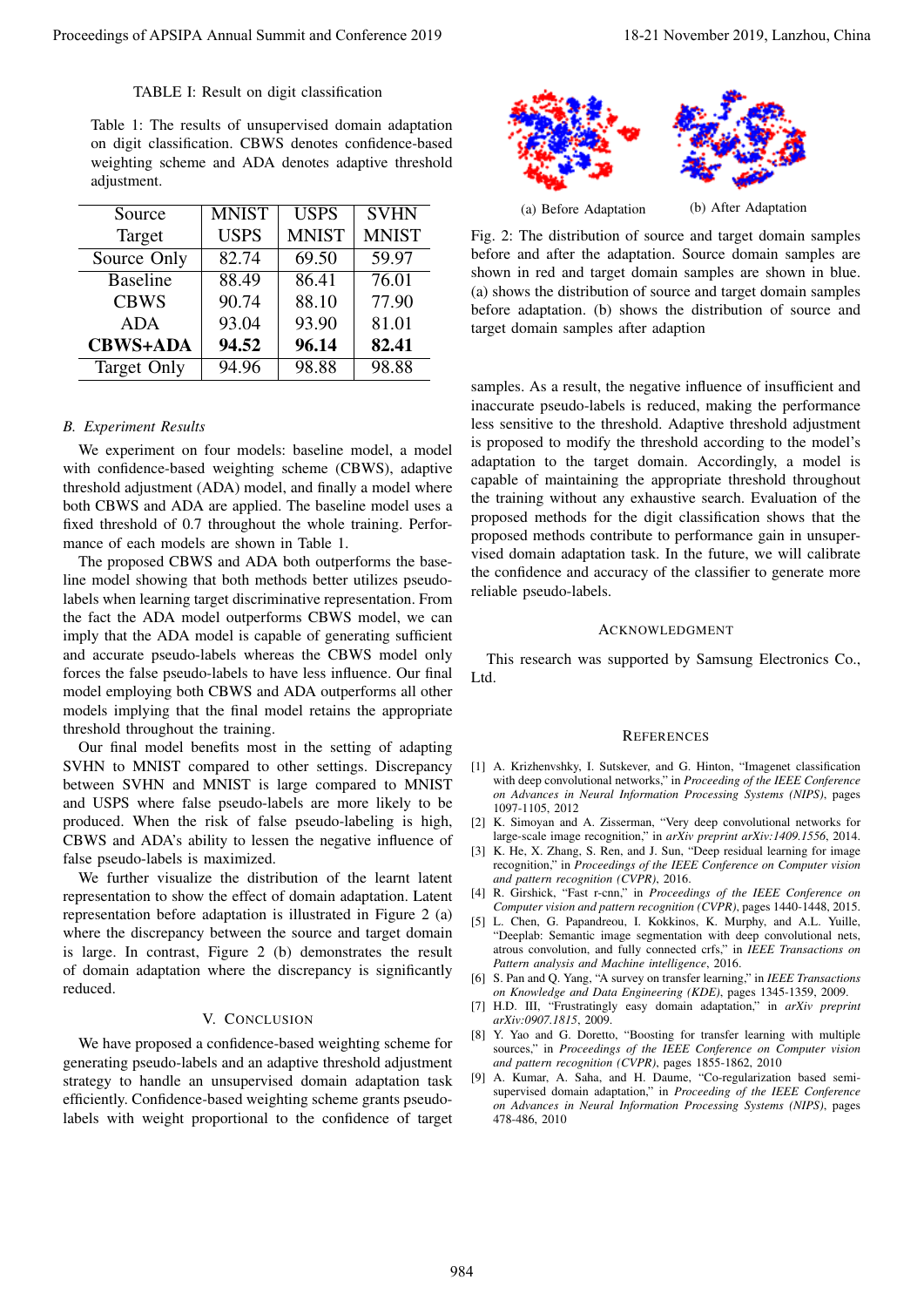TABLE I: Result on digit classification

Table 1: The results of unsupervised domain adaptation on digit classification. CBWS denotes confidence-based weighting scheme and ADA denotes adaptive threshold adjustment.

| Source | MNIST | USPS | SVHN |
|---|---|---|---|
| Target | USPS | MNIST | MNIST |
| Source Only | 82.74 | 69.50 | 59.97 |
| Baseline | 88.49 | 86.41 | 76.01 |
| CBWS | 90.74 | 88.10 | 77.90 |
| ADA | 93.04 | 93.90 | 81.01 |
| **CBWS+ADA** | **94.52** | **96.14** | **82.41** |
| Target Only | 94.96 | 98.88 | 98.88 |

### B. Experiment Results

We experiment on four models: baseline model, a model with confidence-based weighting scheme (CBWS), adaptive threshold adjustment (ADA) model, and finally a model where both CBWS and ADA are applied. The baseline model uses a fixed threshold of 0.7 throughout the whole training. Performance of each models are shown in Table 1.

The proposed CBWS and ADA both outperforms the baseline model showing that both methods better utilizes pseudo-labels when learning target discriminative representation. From the fact the ADA model outperforms CBWS model, we can imply that the ADA model is capable of generating sufficient and accurate pseudo-labels whereas the CBWS model only forces the false pseudo-labels to have less influence. Our final model employing both CBWS and ADA outperforms all other models implying that the final model retains the appropriate threshold throughout the training.

Our final model benefits most in the setting of adapting SVHN to MNIST compared to other settings. Discrepancy between SVHN and MNIST is large compared to MNIST and USPS where false pseudo-labels are more likely to be produced. When the risk of false pseudo-labeling is high, CBWS and ADA's ability to lessen the negative influence of false pseudo-labels is maximized.

We further visualize the distribution of the learnt latent representation to show the effect of domain adaptation. Latent representation before adaptation is illustrated in Figure 2 (a) where the discrepancy between the source and target domain is large. In contrast, Figure 2 (b) demonstrates the result of domain adaptation where the discrepancy is significantly reduced.

## V. Conclusion

We have proposed a confidence-based weighting scheme for generating pseudo-labels and an adaptive threshold adjustment strategy to handle an unsupervised domain adaptation task efficiently. Confidence-based weighting scheme grants pseudo-labels with weight proportional to the confidence of target samples. As a result, the negative influence of insufficient and inaccurate pseudo-labels is reduced, making the performance less sensitive to the threshold. Adaptive threshold adjustment is proposed to modify the threshold according to the model's adaptation to the target domain. Accordingly, a model is capable of maintaining the appropriate threshold throughout the training without any exhaustive search. Evaluation of the proposed methods for the digit classification shows that the proposed methods contribute to performance gain in unsupervised domain adaptation task. In the future, we will calibrate the confidence and accuracy of the classifier to generate more reliable pseudo-labels.

(a) Before Adaptation (b) After Adaptation

Fig. 2: The distribution of source and target domain samples before and after the adaptation. Source domain samples are shown in red and target domain samples are shown in blue. (a) shows the distribution of source and target domain samples before adaptation. (b) shows the distribution of source and target domain samples after adaption

## Acknowledgment

This research was supported by Samsung Electronics Co., Ltd.

## References

[1] A. Krizhenvshky, I. Sutskever, and G. Hinton, "Imagenet classification with deep convolutional networks," in *Proceeding of the IEEE Conference on Advances in Neural Information Processing Systems (NIPS)*, pages 1097-1105, 2012

[2] K. Simoyan and A. Zisserman, "Very deep convolutional networks for large-scale image recognition," in *arXiv preprint arXiv:1409.1556*, 2014.

[3] K. He, X. Zhang, S. Ren, and J. Sun, "Deep residual learning for image recognition," in *Proceedings of the IEEE Conference on Computer vision and pattern recognition (CVPR)*, 2016.

[4] R. Girshick, "Fast r-cnn," in *Proceedings of the IEEE Conference on Computer vision and pattern recognition (CVPR)*, pages 1440-1448, 2015.

[5] L. Chen, G. Papandreou, I. Kokkinos, K. Murphy, and A.L. Yuille, "Deeplab: Semantic image segmentation with deep convolutional nets, atrous convolution, and fully connected crfs," in *IEEE Transactions on Pattern analysis and Machine intelligence*, 2016.

[6] S. Pan and Q. Yang, "A survey on transfer learning," in *IEEE Transactions on Knowledge and Data Engineering (KDE)*, pages 1345-1359, 2009.

[7] H.D. III, "Frustratingly easy domain adaptation," in *arXiv preprint arXiv:0907.1815*, 2009.

[8] Y. Yao and G. Doretto, "Boosting for transfer learning with multiple sources," in *Proceedings of the IEEE Conference on Computer vision and pattern recognition (CVPR)*, pages 1855-1862, 2010

[9] A. Kumar, A. Saha, and H. Daume, "Co-regularization based semi-supervised domain adaptation," in *Proceeding of the IEEE Conference on Advances in Neural Information Processing Systems (NIPS)*, pages 478-486, 2010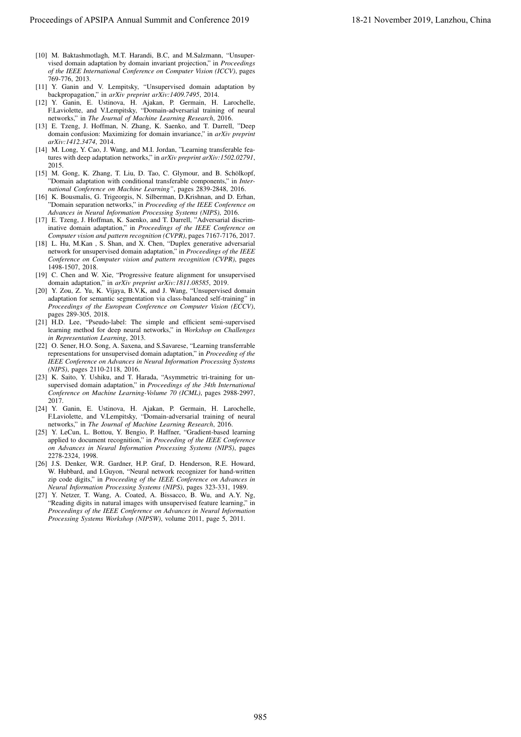[10] M. Baktashmotlagh, M.T. Harandi, B.C, and M.Salzmann, "Unsupervised domain adaptation by domain invariant projection," in *Proceedings of the IEEE International Conference on Computer Vision (ICCV)*, pages 769-776, 2013.

[11] Y. Ganin and V. Lempitsky, "Unsupervised domain adaptation by backpropagation," in *arXiv preprint arXiv:1409.7495*, 2014.

[12] Y. Ganin, E. Ustinova, H. Ajakan, P. Germain, H. Larochelle, F.Laviolette, and V.Lempitsky, "Domain-adversarial training of neural networks," in *The Journal of Machine Learning Research*, 2016.

[13] E. Tzeng, J. Hoffman, N. Zhang, K. Saenko, and T. Darrell, "Deep domain confusion: Maximizing for domain invariance," in *arXiv preprint arXiv:1412.3474*, 2014.

[14] M. Long, Y. Cao, J. Wang, and M.I. Jordan, "Learning transferable features with deep adaptation networks," in *arXiv preprint arXiv:1502.02791*, 2015.

[15] M. Gong, K. Zhang, T. Liu, D. Tao, C. Glymour, and B. Schölkopf, "Domain adaptation with conditional transferable components," in *International Conference on Machine Learning"*, pages 2839-2848, 2016.

[16] K. Bousmalis, G. Trigeorgis, N. Silberman, D.Krishnan, and D. Erhan, "Domain separation networks," in *Proceeding of the IEEE Conference on Advances in Neural Information Processing Systems (NIPS)*, 2016.

[17] E. Tzeng, J. Hoffman, K. Saenko, and T. Darrell, "Adversarial discriminative domain adaptation," in *Proceedings of the IEEE Conference on Computer vision and pattern recognition (CVPR)*, pages 7167-7176, 2017.

[18] L. Hu, M.Kan , S. Shan, and X. Chen, "Duplex generative adversarial network for unsupervised domain adaptation," in *Proceedings of the IEEE Conference on Computer vision and pattern recognition (CVPR)*, pages 1498-1507, 2018.

[19] C. Chen and W. Xie, "Progressive feature alignment for unsupervised domain adaptation," in *arXiv preprint arXiv:1811.08585*, 2019.

[20] Y. Zou, Z. Yu, K. Vijaya, B.V.K, and J. Wang, "Unsupervised domain adaptation for semantic segmentation via class-balanced self-training" in *Proceedings of the European Conference on Computer Vision (ECCV)*, pages 289-305, 2018.

[21] H.D. Lee, "Pseudo-label: The simple and efficient semi-supervised learning method for deep neural networks," in *Workshop on Challenges in Representation Learning*, 2013.

[22] O. Sener, H.O. Song, A. Saxena, and S.Savarese, "Learning transferrable representations for unsupervised domain adaptation," in *Proceeding of the IEEE Conference on Advances in Neural Information Processing Systems (NIPS)*, pages 2110-2118, 2016.

[23] K. Saito, Y. Ushiku, and T. Harada, "Asymmetric tri-training for unsupervised domain adaptation," in *Proceedings of the 34th International Conference on Machine Learning-Volume 70 (ICML)*, pages 2988-2997, 2017.

[24] Y. Ganin, E. Ustinova, H. Ajakan, P. Germain, H. Larochelle, F.Laviolette, and V.Lempitsky, "Domain-adversarial training of neural networks," in *The Journal of Machine Learning Research*, 2016.

[25] Y. LeCun, L. Bottou, Y. Bengio, P. Haffner, "Gradient-based learning applied to document recognition," in *Proceeding of the IEEE Conference on Advances in Neural Information Processing Systems (NIPS)*, pages 2278-2324, 1998.

[26] J.S. Denker, W.R. Gardner, H.P. Graf, D. Henderson, R.E. Howard, W. Hubbard, and I.Guyon, "Neural network recognizer for hand-written zip code digits," in *Proceeding of the IEEE Conference on Advances in Neural Information Processing Systems (NIPS)*, pages 323-331, 1989.

[27] Y. Netzer, T. Wang, A. Coated, A. Bissacco, B. Wu, and A.Y. Ng, "Reading digits in natural images with unsupervised feature learning," in *Proceedings of the IEEE Conference on Advances in Neural Information Processing Systems Workshop (NIPSW)*, volume 2011, page 5, 2011.